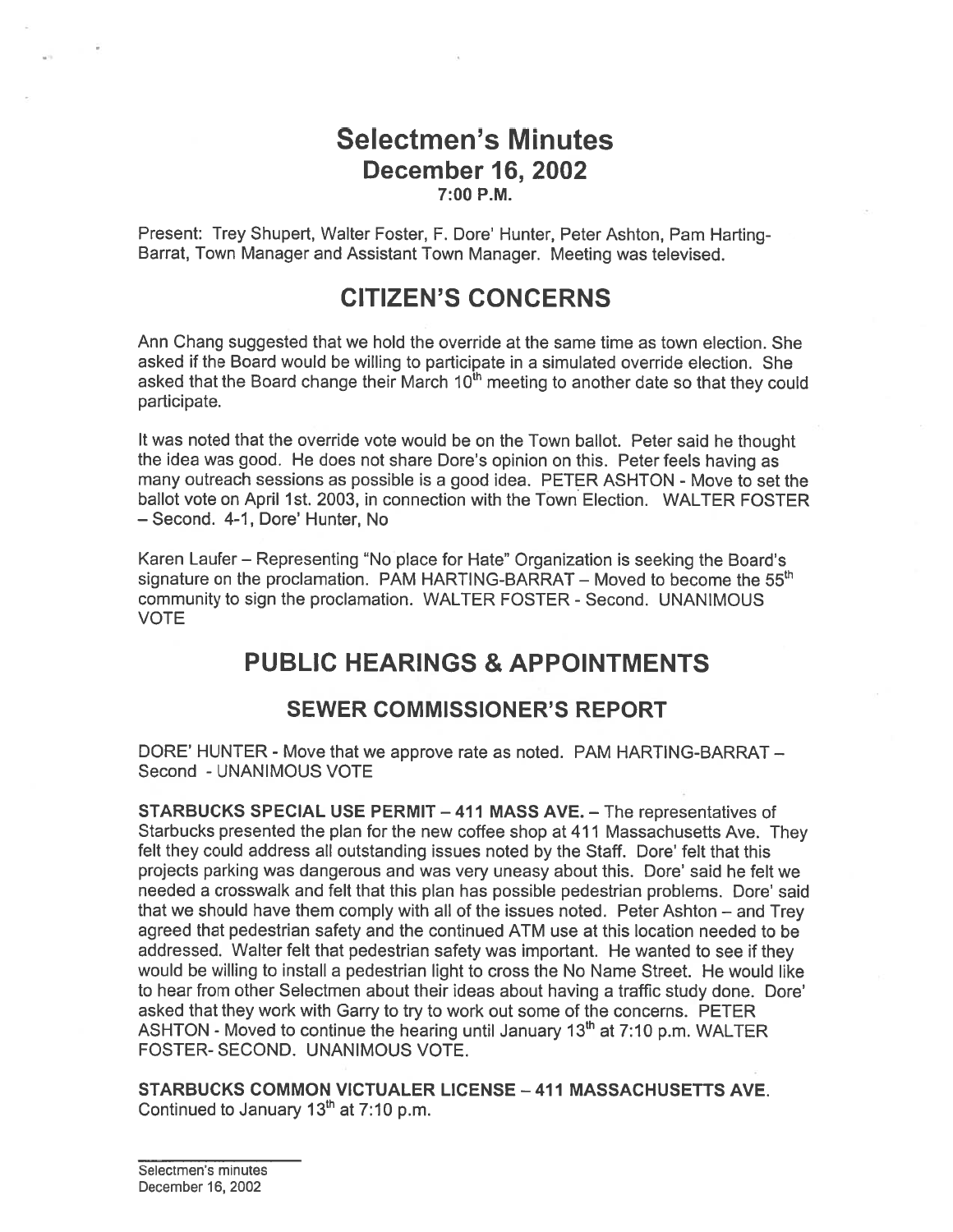# Selectmen's Minutes

## December 16, 2002

### 7:00 P.M.

Present: Trey Shupert, Walter Foster, F. Dore' Hunter, Peter Ashton, Pam Harting-Barrat, Town Manager and Assistant Town Manager. Meeting was televised.

## CITIZEN'S CONCERNS

Ann Chang suggested that we hold the override at the same time as town election. She asked if the Board would be willing to participate in a simulated override election. She asked that the Board change their March 10th meeting to another date so that they could participate.

It was noted that the override vote would be on the Town ballot. Peter said he thought the idea was good. He does not share Dore's opinion on this. Peter feels having as many outreach sessions as possible is a good idea. PETER ASHTON - Move to set the ballot vote on April 1st. 2003, in connection with the Town Election. WALTER FOSTER – Second. 4-1, Dore' Hunter, No

Karen Laufer – Representing "No place for Hate" Organization is seeking the Board's signature on the proclamation. PAM HARTING-BARRAT – Moved to become the 55th community to sign the proclamation. WALTER FOSTER - Second. UNANIMOUS VOTE

## PUBLIC HEARINGS & APPOINTMENTS

### SEWER COMMISSIONER'S REPORT

DORE' HUNTER - Move that we approve rate as noted. PAM HARTING-BARRAT – Second - UNANIMOUS VOTE

**STARBUCKS SPECIAL USE PERMIT – 411 MASS AVE. –** The representatives of Starbucks presented the plan for the new coffee shop at 411 Massachusetts Ave. They felt they could address all outstanding issues noted by the Staff. Dore' felt that this projects parking was dangerous and was very uneasy about this. Dore' said he felt we needed a crosswalk and felt that this plan has possible pedestrian problems. Dore' said that we should have them comply with all of the issues noted. Peter Ashton – and Trey agreed that pedestrian safety and the continued ATM use at this location needed to be addressed. Walter felt that pedestrian safety was important. He wanted to see if they would be willing to install a pedestrian light to cross the No Name Street. He would like to hear from other Selectmen about their ideas about having a traffic study done. Dore' asked that they work with Garry to try to work out some of the concerns. PETER ASHTON - Moved to continue the hearing until January 13th at 7:10 p.m. WALTER FOSTER- SECOND. UNANIMOUS VOTE.

**STARBUCKS COMMON VICTUALER LICENSE – 411 MASSACHUSETTS AVE.** Continued to January 13th at 7:10 p.m.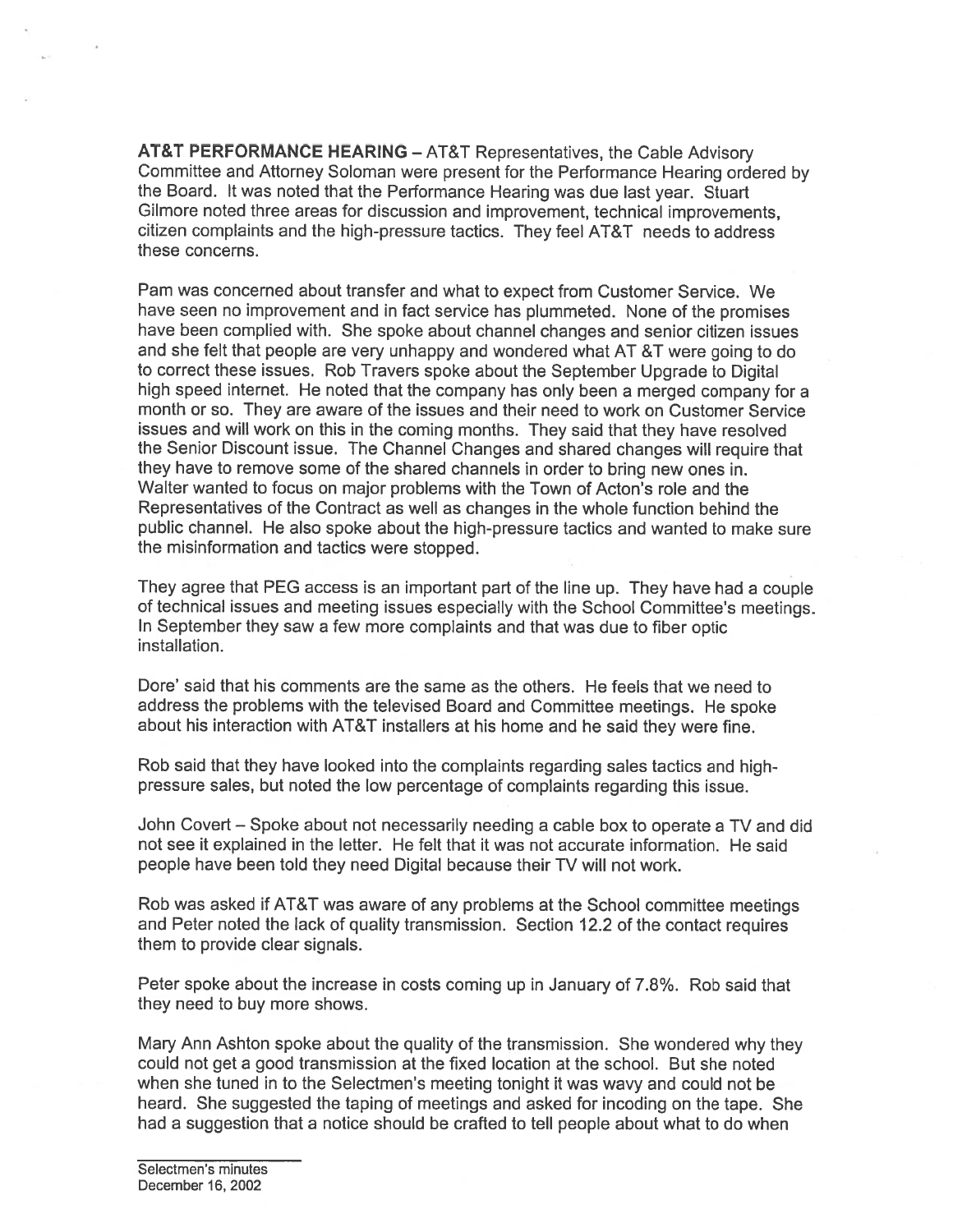**AT&T PERFORMANCE HEARING** – AT&T Representatives, the Cable Advisory Committee and Attorney Soloman were present for the Performance Hearing ordered by the Board. It was noted that the Performance Hearing was due last year. Stuart Gilmore noted three areas for discussion and improvement, technical improvements, citizen complaints and the high-pressure tactics. They feel AT&T needs to address these concerns.

Pam was concerned about transfer and what to expect from Customer Service. We have seen no improvement and in fact service has plummeted. None of the promises have been complied with. She spoke about channel changes and senior citizen issues and she felt that people are very unhappy and wondered what AT &T were going to do to correct these issues. Rob Travers spoke about the September Upgrade to Digital high speed internet. He noted that the company has only been a merged company for a month or so. They are aware of the issues and their need to work on Customer Service issues and will work on this in the coming months. They said that they have resolved the Senior Discount issue. The Channel Changes and shared changes will require that they have to remove some of the shared channels in order to bring new ones in. Walter wanted to focus on major problems with the Town of Acton's role and the Representatives of the Contract as well as changes in the whole function behind the public channel. He also spoke about the high-pressure tactics and wanted to make sure the misinformation and tactics were stopped.

They agree that PEG access is an important part of the line up. They have had a couple of technical issues and meeting issues especially with the School Committee's meetings. In September they saw a few more complaints and that was due to fiber optic installation.

Dore' said that his comments are the same as the others. He feels that we need to address the problems with the televised Board and Committee meetings. He spoke about his interaction with AT&T installers at his home and he said they were fine.

Rob said that they have looked into the complaints regarding sales tactics and high-pressure sales, but noted the low percentage of complaints regarding this issue.

John Covert – Spoke about not necessarily needing a cable box to operate a TV and did not see it explained in the letter. He felt that it was not accurate information. He said people have been told they need Digital because their TV will not work.

Rob was asked if AT&T was aware of any problems at the School committee meetings and Peter noted the lack of quality transmission. Section 12.2 of the contact requires them to provide clear signals.

Peter spoke about the increase in costs coming up in January of 7.8%. Rob said that they need to buy more shows.

Mary Ann Ashton spoke about the quality of the transmission. She wondered why they could not get a good transmission at the fixed location at the school. But she noted when she tuned in to the Selectmen's meeting tonight it was wavy and could not be heard. She suggested the taping of meetings and asked for incoding on the tape. She had a suggestion that a notice should be crafted to tell people about what to do when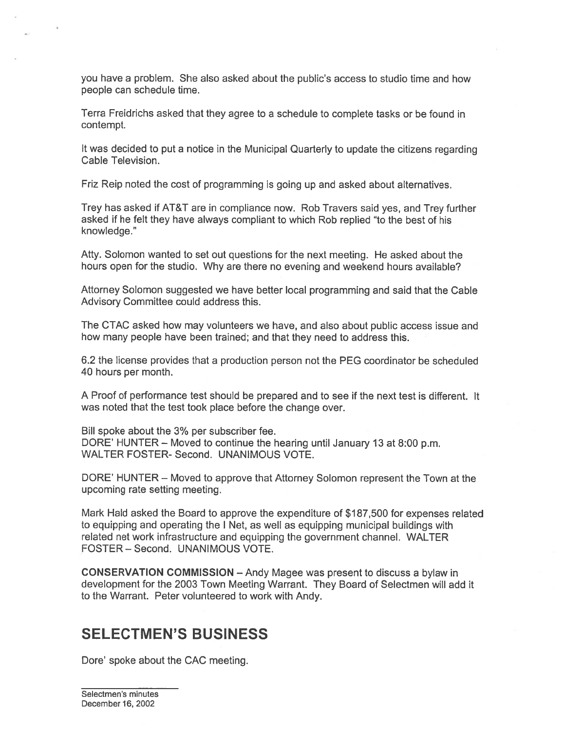you have a problem. She also asked about the public's access to studio time and how people can schedule time.

Terra Freidrichs asked that they agree to a schedule to complete tasks or be found in contempt.

It was decided to put a notice in the Municipal Quarterly to update the citizens regarding Cable Television.

Friz Reip noted the cost of programming is going up and asked about alternatives.

Trey has asked if AT&T are in compliance now. Rob Travers said yes, and Trey further asked if he felt they have always compliant to which Rob replied "to the best of his knowledge."

Atty. Solomon wanted to set out questions for the next meeting. He asked about the hours open for the studio. Why are there no evening and weekend hours available?

Attorney Solomon suggested we have better local programming and said that the Cable Advisory Committee could address this.

The CTAC asked how may volunteers we have, and also about public access issue and how many people have been trained; and that they need to address this.

6.2 the license provides that a production person not the PEG coordinator be scheduled 40 hours per month.

A Proof of performance test should be prepared and to see if the next test is different. It was noted that the test took place before the change over.

Bill spoke about the 3% per subscriber fee.
DORE' HUNTER – Moved to continue the hearing until January 13 at 8:00 p.m.
WALTER FOSTER- Second. UNANIMOUS VOTE.

DORE' HUNTER – Moved to approve that Attorney Solomon represent the Town at the upcoming rate setting meeting.

Mark Hald asked the Board to approve the expenditure of $187,500 for expenses related to equipping and operating the I Net, as well as equipping municipal buildings with related net work infrastructure and equipping the government channel. WALTER FOSTER – Second. UNANIMOUS VOTE.

**CONSERVATION COMMISSION** – Andy Magee was present to discuss a bylaw in development for the 2003 Town Meeting Warrant. They Board of Selectmen will add it to the Warrant. Peter volunteered to work with Andy.

## SELECTMEN'S BUSINESS

Dore' spoke about the CAC meeting.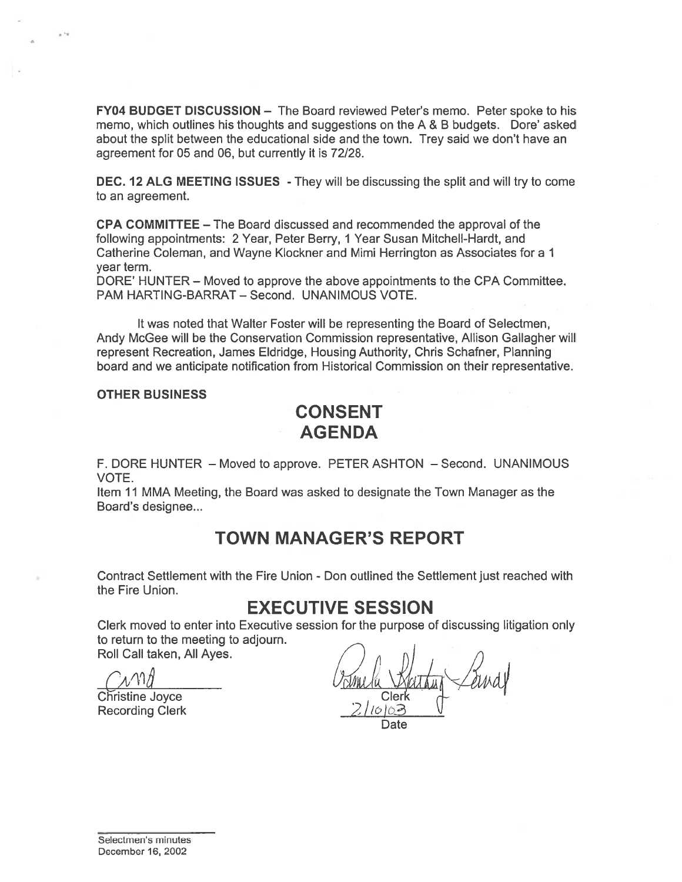**FY04 BUDGET DISCUSSION** – The Board reviewed Peter's memo. Peter spoke to his memo, which outlines his thoughts and suggestions on the A & B budgets. Dore' asked about the split between the educational side and the town. Trey said we don't have an agreement for 05 and 06, but currently it is 72/28.

**DEC. 12 ALG MEETING ISSUES** - They will be discussing the split and will try to come to an agreement.

**CPA COMMITTEE** – The Board discussed and recommended the approval of the following appointments: 2 Year, Peter Berry, 1 Year Susan Mitchell-Hardt, and Catherine Coleman, and Wayne Klockner and Mimi Herrington as Associates for a 1 year term.

DORE' HUNTER – Moved to approve the above appointments to the CPA Committee. PAM HARTING-BARRAT – Second. UNANIMOUS VOTE.

It was noted that Walter Foster will be representing the Board of Selectmen, Andy McGee will be the Conservation Commission representative, Allison Gallagher will represent Recreation, James Eldridge, Housing Authority, Chris Schafner, Planning board and we anticipate notification from Historical Commission on their representative.

**OTHER BUSINESS**

# CONSENT AGENDA

F. DORE HUNTER – Moved to approve. PETER ASHTON – Second. UNANIMOUS VOTE.

Item 11 MMA Meeting, the Board was asked to designate the Town Manager as the Board's designee...

# TOWN MANAGER'S REPORT

Contract Settlement with the Fire Union - Don outlined the Settlement just reached with the Fire Union.

# EXECUTIVE SESSION

Clerk moved to enter into Executive session for the purpose of discussing litigation only to return to the meeting to adjourn.

Roll Call taken, All Ayes.

Christine Joyce
Recording Clerk

Clerk
2/10/03
Date

Selectmen's minutes
December 16, 2002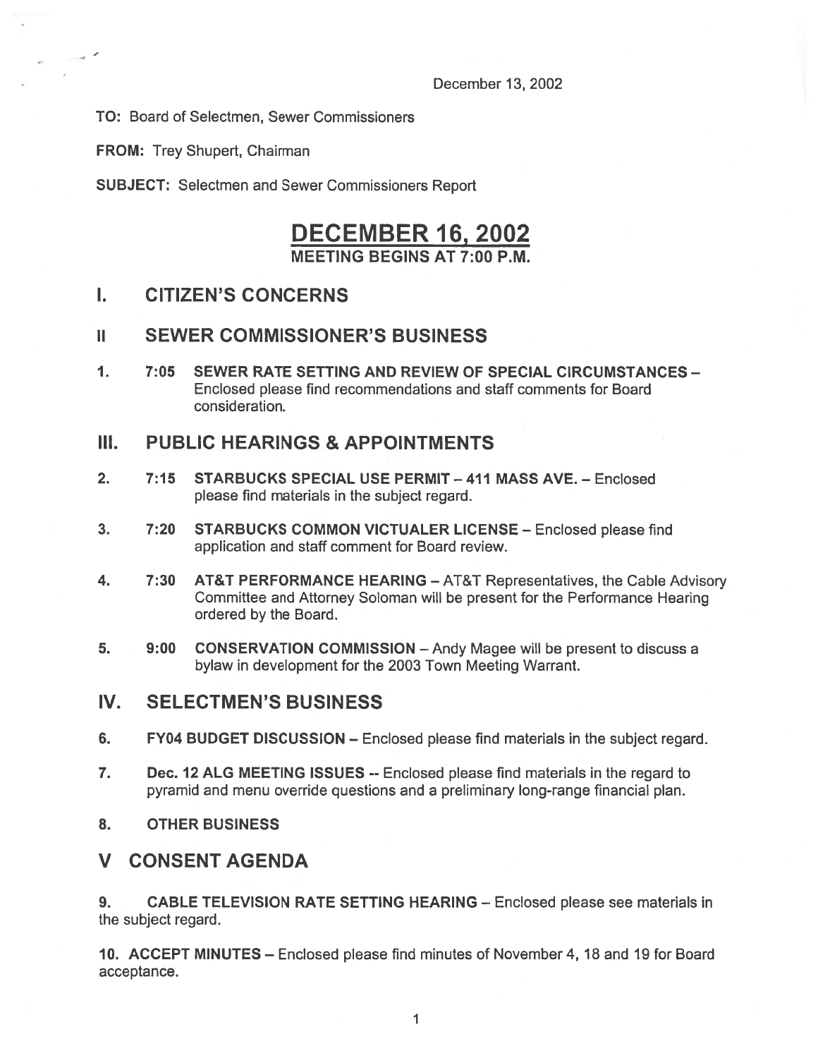December 13, 2002

**TO:** Board of Selectmen, Sewer Commissioners

**FROM:** Trey Shupert, Chairman

**SUBJECT:** Selectmen and Sewer Commissioners Report

# DECEMBER 16, 2002

**MEETING BEGINS AT 7:00 P.M.**

## I. CITIZEN'S CONCERNS

## II SEWER COMMISSIONER'S BUSINESS

1. **7:05 SEWER RATE SETTING AND REVIEW OF SPECIAL CIRCUMSTANCES** – Enclosed please find recommendations and staff comments for Board consideration.

## III. PUBLIC HEARINGS & APPOINTMENTS

2. **7:15 STARBUCKS SPECIAL USE PERMIT – 411 MASS AVE.** – Enclosed please find materials in the subject regard.

3. **7:20 STARBUCKS COMMON VICTUALER LICENSE** – Enclosed please find application and staff comment for Board review.

4. **7:30 AT&T PERFORMANCE HEARING** – AT&T Representatives, the Cable Advisory Committee and Attorney Soloman will be present for the Performance Hearing ordered by the Board.

5. **9:00 CONSERVATION COMMISSION** – Andy Magee will be present to discuss a bylaw in development for the 2003 Town Meeting Warrant.

## IV. SELECTMEN'S BUSINESS

6. **FY04 BUDGET DISCUSSION** – Enclosed please find materials in the subject regard.

7. **Dec. 12 ALG MEETING ISSUES** -- Enclosed please find materials in the regard to pyramid and menu override questions and a preliminary long-range financial plan.

8. **OTHER BUSINESS**

## V CONSENT AGENDA

9. **CABLE TELEVISION RATE SETTING HEARING** – Enclosed please see materials in the subject regard.

10. **ACCEPT MINUTES** – Enclosed please find minutes of November 4, 18 and 19 for Board acceptance.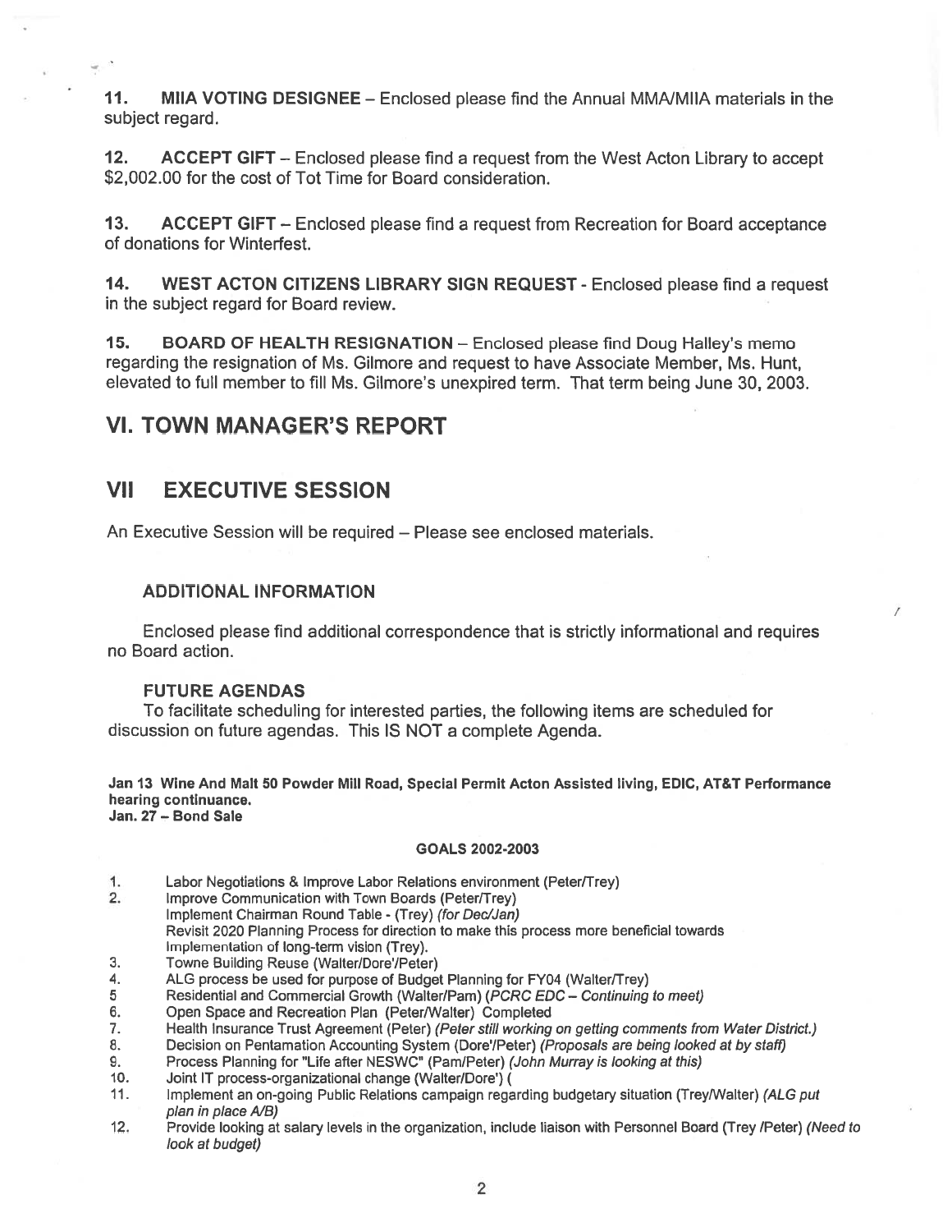**11. MIIA VOTING DESIGNEE** – Enclosed please find the Annual MMA/MIIA materials in the subject regard.

**12. ACCEPT GIFT** – Enclosed please find a request from the West Acton Library to accept $2,002.00 for the cost of Tot Time for Board consideration.

**13. ACCEPT GIFT** – Enclosed please find a request from Recreation for Board acceptance of donations for Winterfest.

**14. WEST ACTON CITIZENS LIBRARY SIGN REQUEST** - Enclosed please find a request in the subject regard for Board review.

**15. BOARD OF HEALTH RESIGNATION** – Enclosed please find Doug Halley's memo regarding the resignation of Ms. Gilmore and request to have Associate Member, Ms. Hunt, elevated to full member to fill Ms. Gilmore's unexpired term. That term being June 30, 2003.

## VI. TOWN MANAGER'S REPORT

## VII EXECUTIVE SESSION

An Executive Session will be required – Please see enclosed materials.

### ADDITIONAL INFORMATION

Enclosed please find additional correspondence that is strictly informational and requires no Board action.

### FUTURE AGENDAS

To facilitate scheduling for interested parties, the following items are scheduled for discussion on future agendas. This IS NOT a complete Agenda.

**Jan 13 Wine And Malt 50 Powder Mill Road, Special Permit Acton Assisted living, EDIC, AT&T Performance hearing continuance.**
**Jan. 27 – Bond Sale**

**GOALS 2002-2003**

1. Labor Negotiations & Improve Labor Relations environment (Peter/Trey)
2. Improve Communication with Town Boards (Peter/Trey)
   Implement Chairman Round Table - (Trey) *(for Dec/Jan)*
   Revisit 2020 Planning Process for direction to make this process more beneficial towards Implementation of long-term vision (Trey).
3. Towne Building Reuse (Walter/Dore'/Peter)
4. ALG process be used for purpose of Budget Planning for FY04 (Walter/Trey)
5. Residential and Commercial Growth (Walter/Pam) *(PCRC EDC – Continuing to meet)*
6. Open Space and Recreation Plan (Peter/Walter) Completed
7. Health Insurance Trust Agreement (Peter) *(Peter still working on getting comments from Water District.)*
8. Decision on Pentamation Accounting System (Dore'/Peter) *(Proposals are being looked at by staff)*
9. Process Planning for "Life after NESWC" (Pam/Peter) *(John Murray is looking at this)*
10. Joint IT process-organizational change (Walter/Dore') (
11. Implement an on-going Public Relations campaign regarding budgetary situation (Trey/Walter) *(ALG put plan in place A/B)*
12. Provide looking at salary levels in the organization, include liaison with Personnel Board (Trey /Peter) *(Need to look at budget)*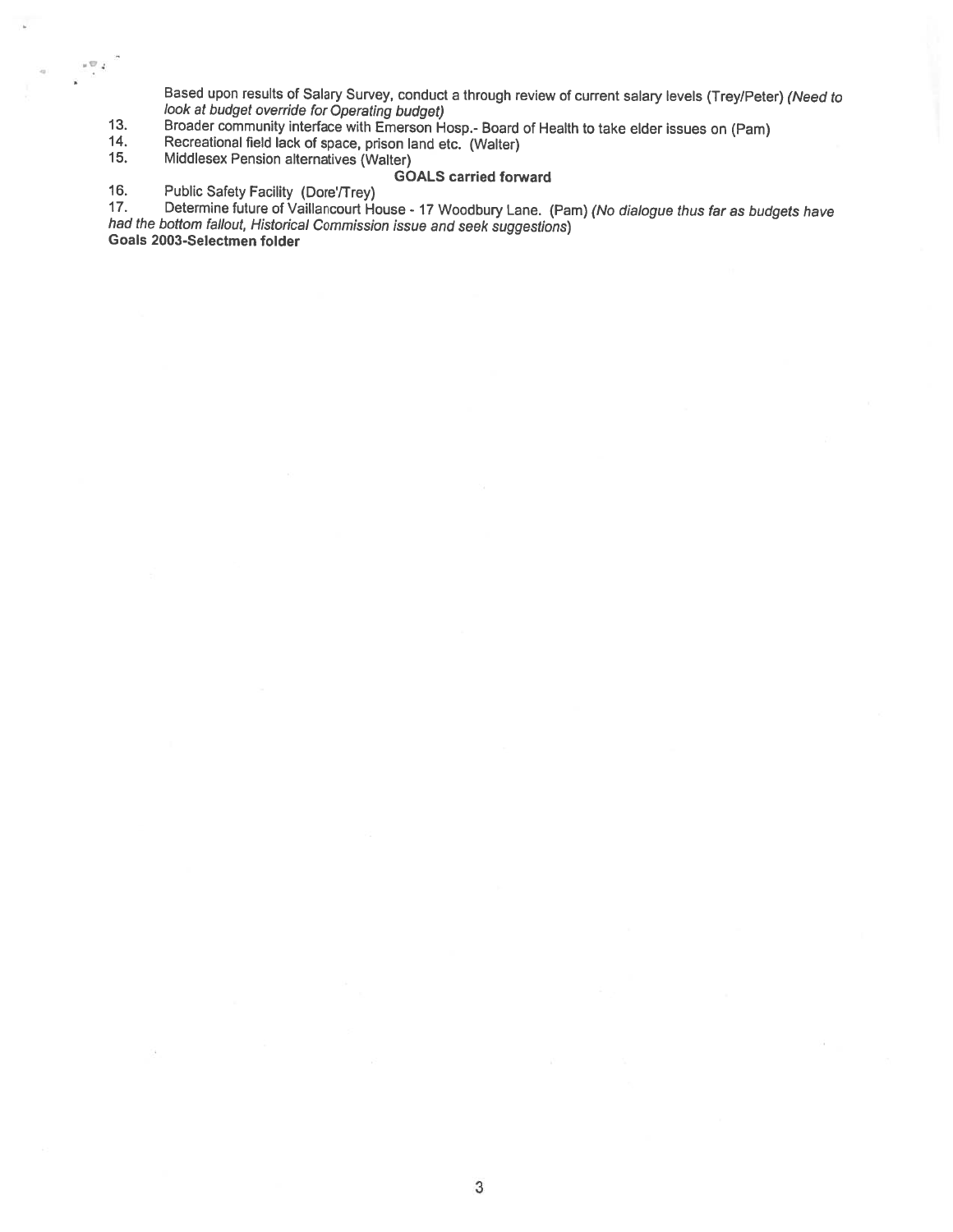Based upon results of Salary Survey, conduct a through review of current salary levels (Trey/Peter) *(Need to look at budget override for Operating budget)*

13. Broader community interface with Emerson Hosp.- Board of Health to take elder issues on (Pam)
14. Recreational field lack of space, prison land etc. (Walter)
15. Middlesex Pension alternatives (Walter)

**GOALS carried forward**

16. Public Safety Facility (Dore'/Trey)
17. Determine future of Vaillancourt House - 17 Woodbury Lane. (Pam) *(No dialogue thus far as budgets have had the bottom fallout, Historical Commission issue and seek suggestions)*

**Goals 2003-Selectmen folder**